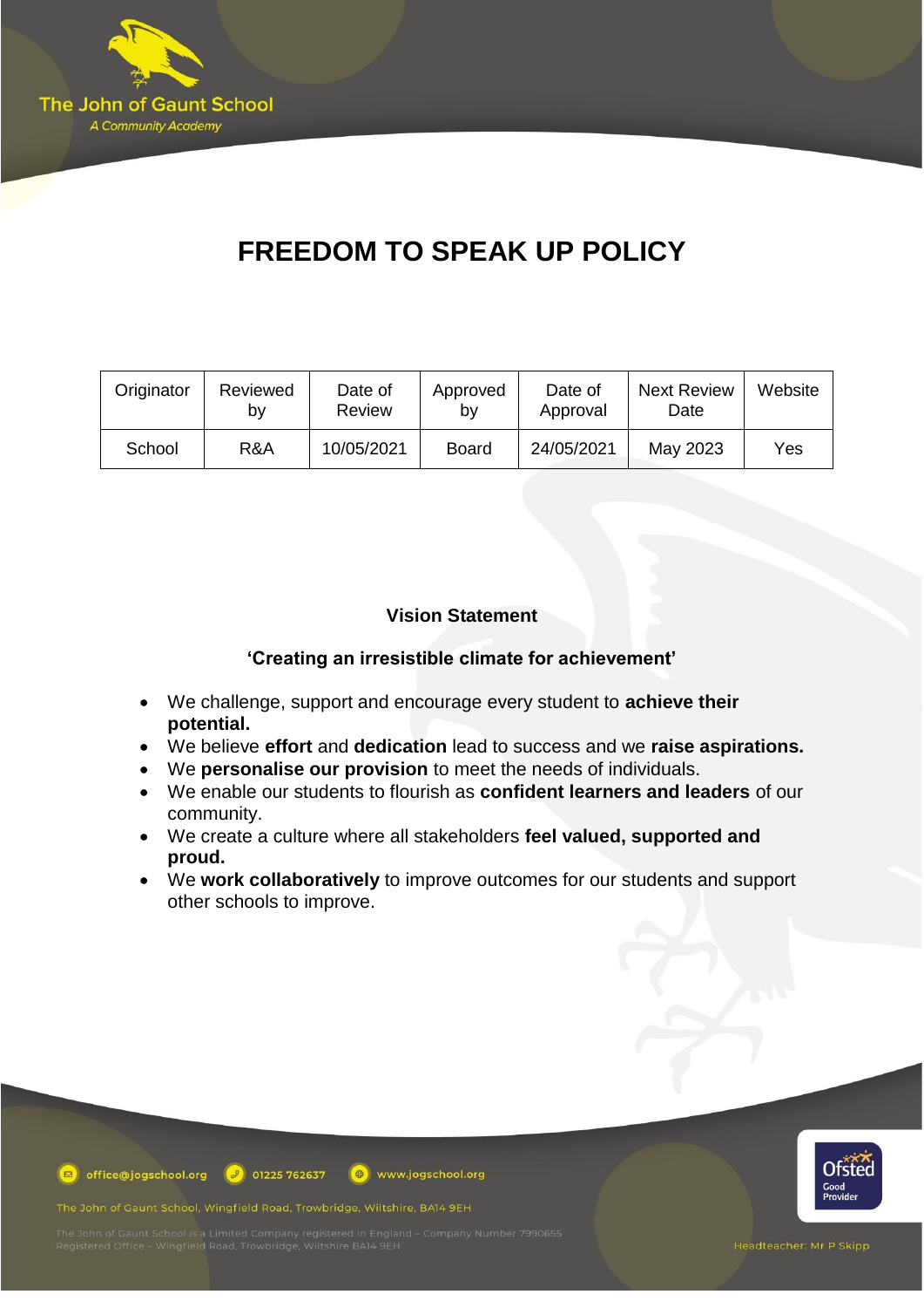# FREEDOM TO SPEAK UP POLICY

| Originator | Reviewed by | Date of Review | Approved by | Date of Approval | Next Review Date | Website |
| --- | --- | --- | --- | --- | --- | --- |
| School | R&A | 10/05/2021 | Board | 24/05/2021 | May 2023 | Yes |

**Vision Statement**

**'Creating an irresistible climate for achievement'**

- We challenge, support and encourage every student to **achieve their potential.**
- We believe **effort** and **dedication** lead to success and we **raise aspirations.**
- We **personalise our provision** to meet the needs of individuals.
- We enable our students to flourish as **confident learners and leaders** of our community.
- We create a culture where all stakeholders **feel valued, supported and proud.**
- We **work collaboratively** to improve outcomes for our students and support other schools to improve.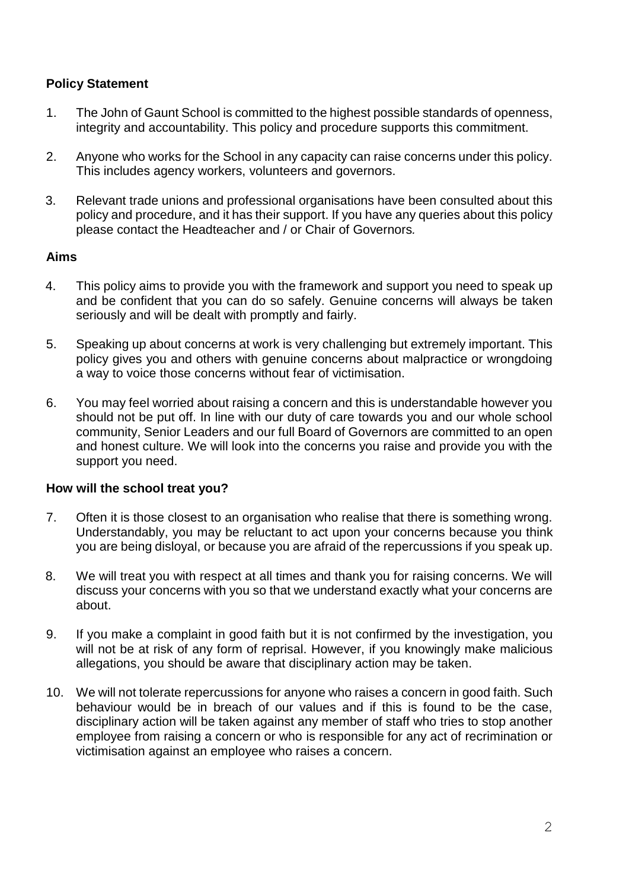**Policy Statement**

1. The John of Gaunt School is committed to the highest possible standards of openness, integrity and accountability. This policy and procedure supports this commitment.

2. Anyone who works for the School in any capacity can raise concerns under this policy. This includes agency workers, volunteers and governors.

3. Relevant trade unions and professional organisations have been consulted about this policy and procedure, and it has their support. If you have any queries about this policy please contact the Headteacher and / or Chair of Governors.

**Aims**

4. This policy aims to provide you with the framework and support you need to speak up and be confident that you can do so safely. Genuine concerns will always be taken seriously and will be dealt with promptly and fairly.

5. Speaking up about concerns at work is very challenging but extremely important. This policy gives you and others with genuine concerns about malpractice or wrongdoing a way to voice those concerns without fear of victimisation.

6. You may feel worried about raising a concern and this is understandable however you should not be put off. In line with our duty of care towards you and our whole school community, Senior Leaders and our full Board of Governors are committed to an open and honest culture. We will look into the concerns you raise and provide you with the support you need.

**How will the school treat you?**

7. Often it is those closest to an organisation who realise that there is something wrong. Understandably, you may be reluctant to act upon your concerns because you think you are being disloyal, or because you are afraid of the repercussions if you speak up.

8. We will treat you with respect at all times and thank you for raising concerns. We will discuss your concerns with you so that we understand exactly what your concerns are about.

9. If you make a complaint in good faith but it is not confirmed by the investigation, you will not be at risk of any form of reprisal. However, if you knowingly make malicious allegations, you should be aware that disciplinary action may be taken.

10. We will not tolerate repercussions for anyone who raises a concern in good faith. Such behaviour would be in breach of our values and if this is found to be the case, disciplinary action will be taken against any member of staff who tries to stop another employee from raising a concern or who is responsible for any act of recrimination or victimisation against an employee who raises a concern.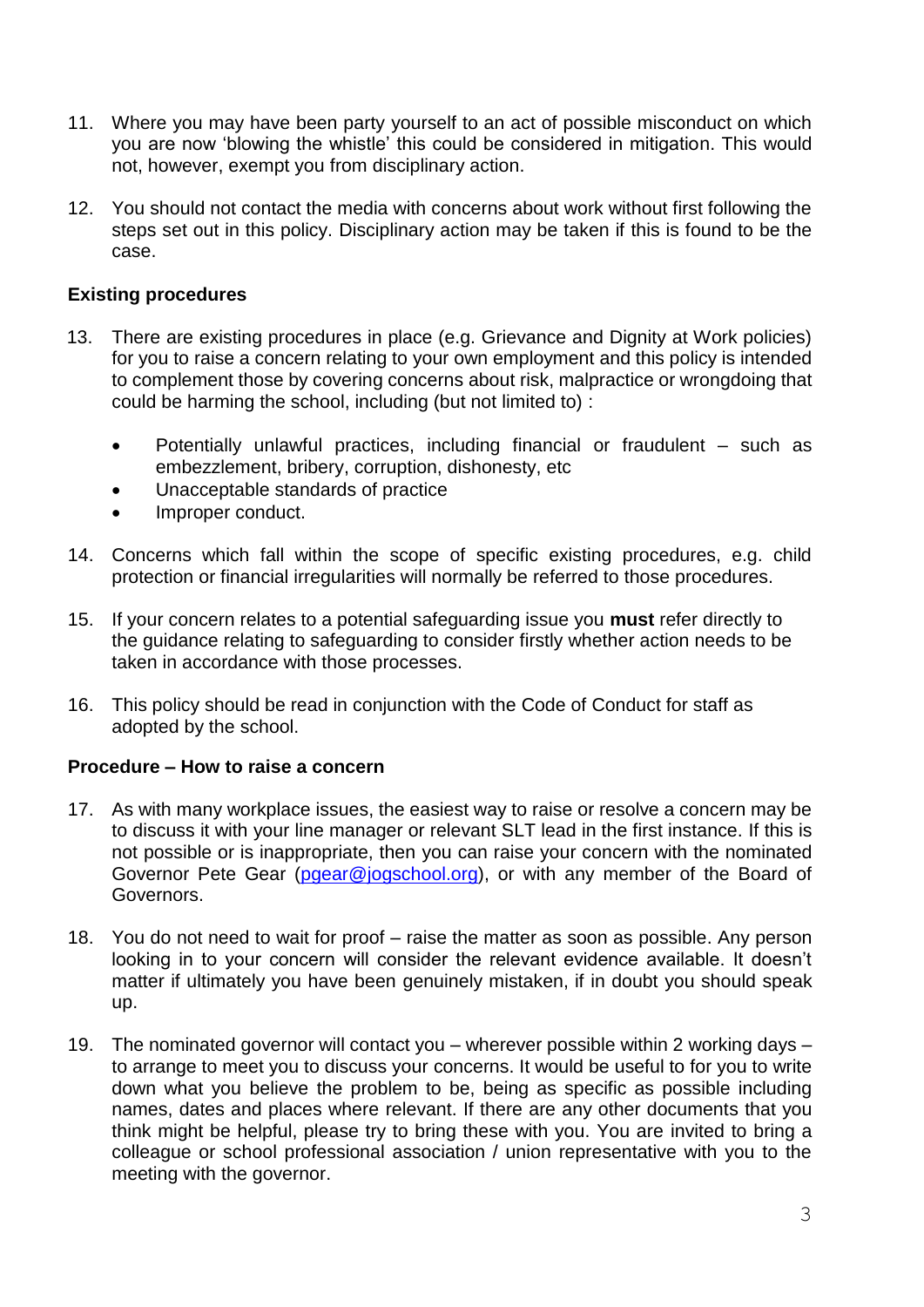11. Where you may have been party yourself to an act of possible misconduct on which you are now 'blowing the whistle' this could be considered in mitigation. This would not, however, exempt you from disciplinary action.

12. You should not contact the media with concerns about work without first following the steps set out in this policy. Disciplinary action may be taken if this is found to be the case.

**Existing procedures**

13. There are existing procedures in place (e.g. Grievance and Dignity at Work policies) for you to raise a concern relating to your own employment and this policy is intended to complement those by covering concerns about risk, malpractice or wrongdoing that could be harming the school, including (but not limited to) :

    - Potentially unlawful practices, including financial or fraudulent – such as embezzlement, bribery, corruption, dishonesty, etc
    - Unacceptable standards of practice
    - Improper conduct.

14. Concerns which fall within the scope of specific existing procedures, e.g. child protection or financial irregularities will normally be referred to those procedures.

15. If your concern relates to a potential safeguarding issue you **must** refer directly to the guidance relating to safeguarding to consider firstly whether action needs to be taken in accordance with those processes.

16. This policy should be read in conjunction with the Code of Conduct for staff as adopted by the school.

**Procedure – How to raise a concern**

17. As with many workplace issues, the easiest way to raise or resolve a concern may be to discuss it with your line manager or relevant SLT lead in the first instance. If this is not possible or is inappropriate, then you can raise your concern with the nominated Governor Pete Gear (pgear@jogschool.org), or with any member of the Board of Governors.

18. You do not need to wait for proof – raise the matter as soon as possible. Any person looking in to your concern will consider the relevant evidence available. It doesn't matter if ultimately you have been genuinely mistaken, if in doubt you should speak up.

19. The nominated governor will contact you – wherever possible within 2 working days – to arrange to meet you to discuss your concerns. It would be useful to for you to write down what you believe the problem to be, being as specific as possible including names, dates and places where relevant. If there are any other documents that you think might be helpful, please try to bring these with you. You are invited to bring a colleague or school professional association / union representative with you to the meeting with the governor.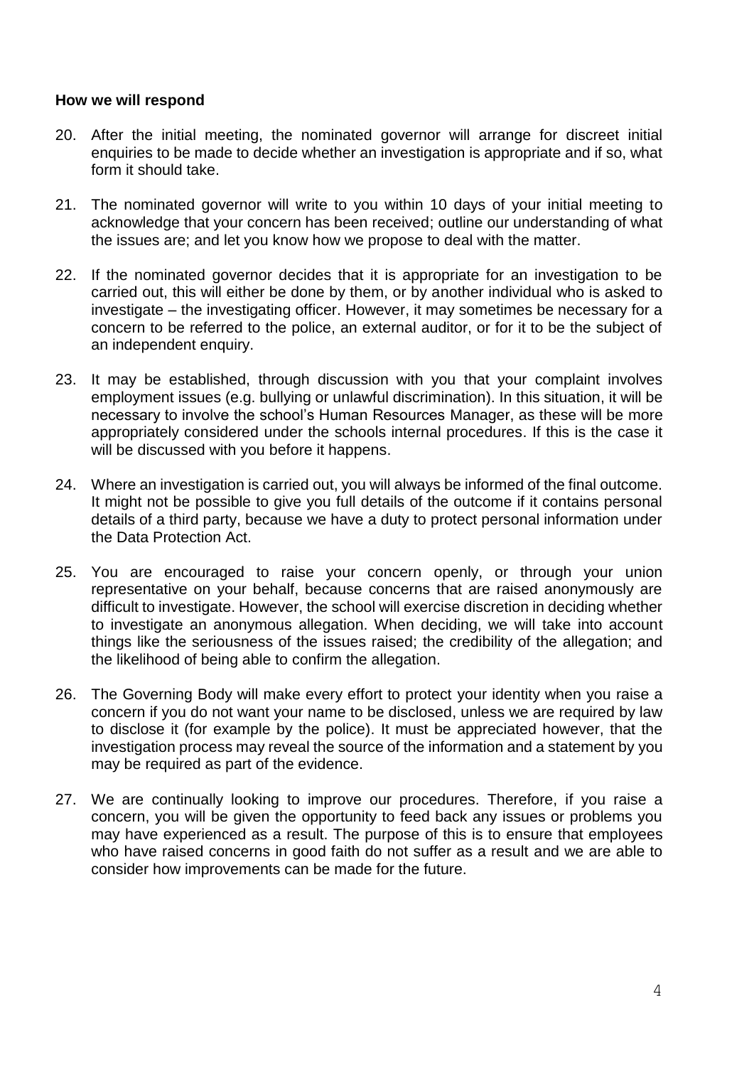**How we will respond**

20. After the initial meeting, the nominated governor will arrange for discreet initial enquiries to be made to decide whether an investigation is appropriate and if so, what form it should take.

21. The nominated governor will write to you within 10 days of your initial meeting to acknowledge that your concern has been received; outline our understanding of what the issues are; and let you know how we propose to deal with the matter.

22. If the nominated governor decides that it is appropriate for an investigation to be carried out, this will either be done by them, or by another individual who is asked to investigate – the investigating officer. However, it may sometimes be necessary for a concern to be referred to the police, an external auditor, or for it to be the subject of an independent enquiry.

23. It may be established, through discussion with you that your complaint involves employment issues (e.g. bullying or unlawful discrimination). In this situation, it will be necessary to involve the school's Human Resources Manager, as these will be more appropriately considered under the schools internal procedures. If this is the case it will be discussed with you before it happens.

24. Where an investigation is carried out, you will always be informed of the final outcome. It might not be possible to give you full details of the outcome if it contains personal details of a third party, because we have a duty to protect personal information under the Data Protection Act.

25. You are encouraged to raise your concern openly, or through your union representative on your behalf, because concerns that are raised anonymously are difficult to investigate. However, the school will exercise discretion in deciding whether to investigate an anonymous allegation. When deciding, we will take into account things like the seriousness of the issues raised; the credibility of the allegation; and the likelihood of being able to confirm the allegation.

26. The Governing Body will make every effort to protect your identity when you raise a concern if you do not want your name to be disclosed, unless we are required by law to disclose it (for example by the police). It must be appreciated however, that the investigation process may reveal the source of the information and a statement by you may be required as part of the evidence.

27. We are continually looking to improve our procedures. Therefore, if you raise a concern, you will be given the opportunity to feed back any issues or problems you may have experienced as a result. The purpose of this is to ensure that employees who have raised concerns in good faith do not suffer as a result and we are able to consider how improvements can be made for the future.